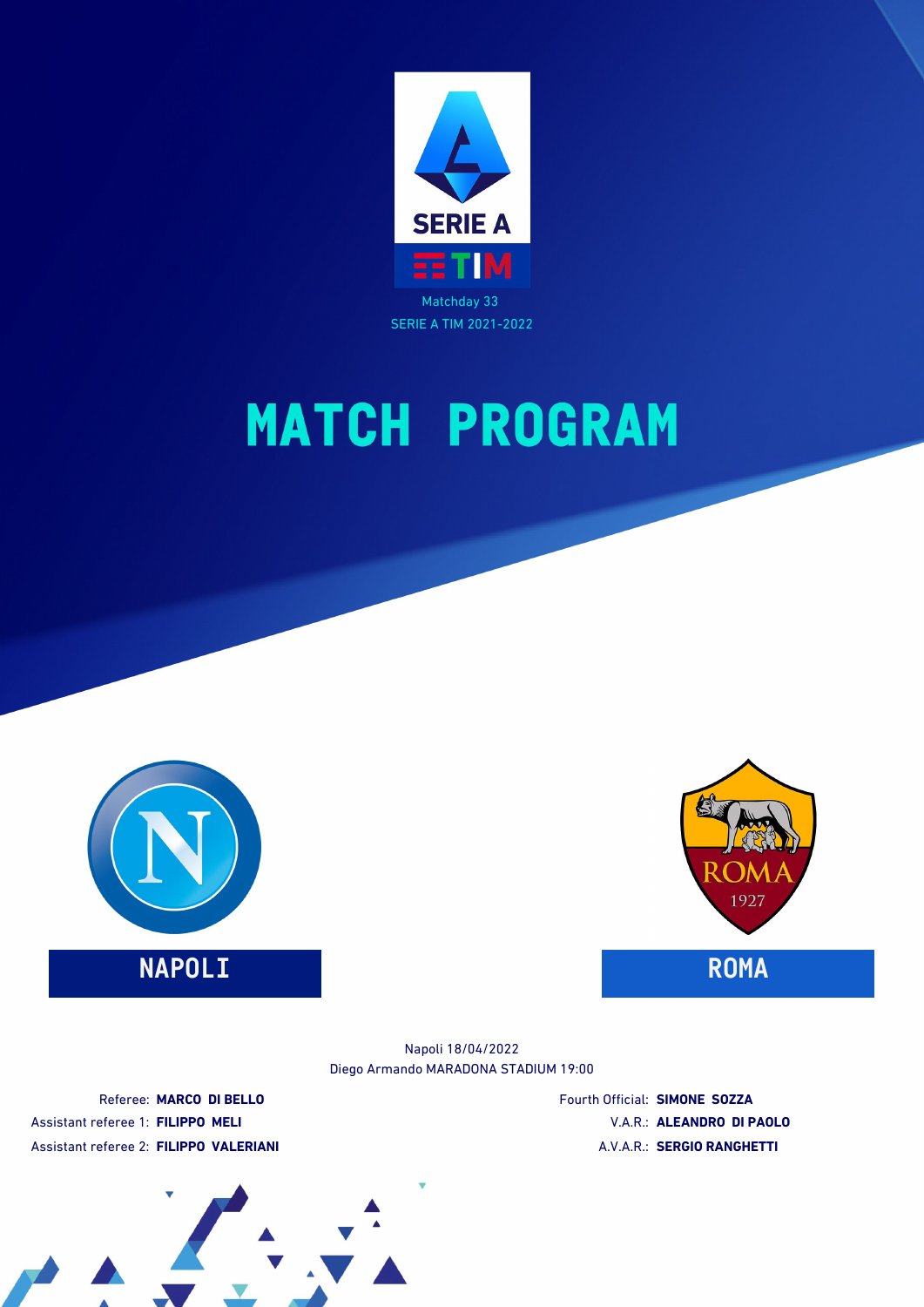SERIE A

TIM

Matchday 33

SERIE A TIM 2021-2022

# MATCH PROGRAM

NAPOLI

ROMA

Napoli 18/04/2022

Diego Armando MARADONA STADIUM 19:00

Referee: **MARCO DI BELLO**

Assistant referee 1: **FILIPPO MELI**

Assistant referee 2: **FILIPPO VALERIANI**

Fourth Official: **SIMONE SOZZA**

V.A.R.: **ALEANDRO DI PAOLO**

A.V.A.R.: **SERGIO RANGHETTI**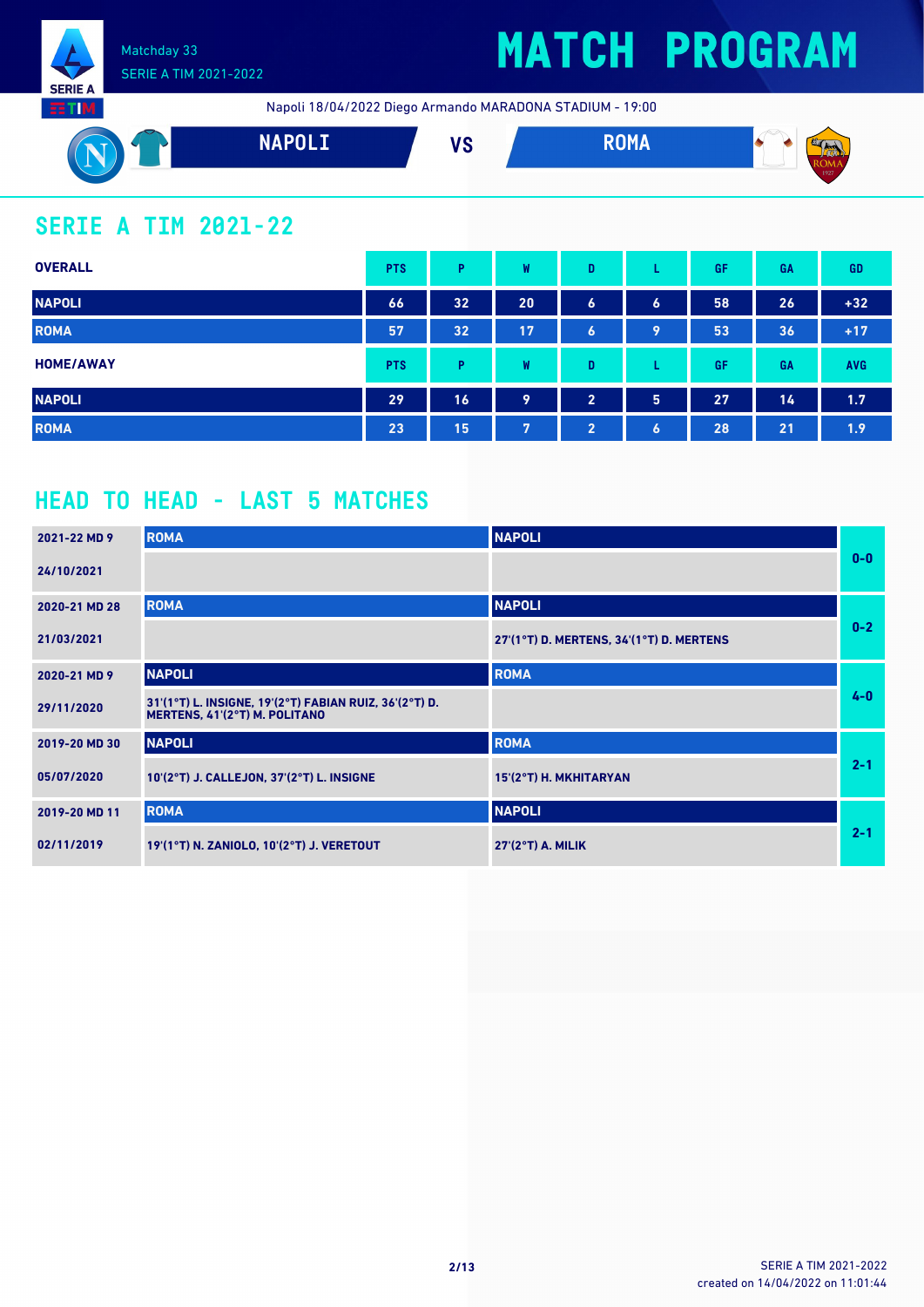Matchday 33
SERIE A TIM 2021-2022

# MATCH PROGRAM

Napoli 18/04/2022 Diego Armando MARADONA STADIUM - 19:00

**NAPOLI** VS **ROMA**

## SERIE A TIM 2021-22

| OVERALL | PTS | P | W | D | L | GF | GA | GD |
|---|---|---|---|---|---|---|---|---|
| NAPOLI | 66 | 32 | 20 | 6 | 6 | 58 | 26 | +32 |
| ROMA | 57 | 32 | 17 | 6 | 9 | 53 | 36 | +17 |

| HOME/AWAY | PTS | P | W | D | L | GF | GA | AVG |
|---|---|---|---|---|---|---|---|---|
| NAPOLI | 29 | 16 | 9 | 2 | 5 | 27 | 14 | 1.7 |
| ROMA | 23 | 15 | 7 | 2 | 6 | 28 | 21 | 1.9 |

## HEAD TO HEAD - LAST 5 MATCHES

| Match | Home | Away | Result |
|---|---|---|---|
| 2021-22 MD 9<br>24/10/2021 | ROMA | NAPOLI | 0-0 |
| 2020-21 MD 28<br>21/03/2021 | ROMA | NAPOLI<br>27'(1°T) D. MERTENS, 34'(1°T) D. MERTENS | 0-2 |
| 2020-21 MD 9<br>29/11/2020 | NAPOLI<br>31'(1°T) L. INSIGNE, 19'(2°T) FABIAN RUIZ, 36'(2°T) D. MERTENS, 41'(2°T) M. POLITANO | ROMA | 4-0 |
| 2019-20 MD 30<br>05/07/2020 | NAPOLI<br>10'(2°T) J. CALLEJON, 37'(2°T) L. INSIGNE | ROMA<br>15'(2°T) H. MKHITARYAN | 2-1 |
| 2019-20 MD 11<br>02/11/2019 | ROMA<br>19'(1°T) N. ZANIOLO, 10'(2°T) J. VERETOUT | NAPOLI<br>27'(2°T) A. MILIK | 2-1 |

created on 14/04/2022 on 11:01:44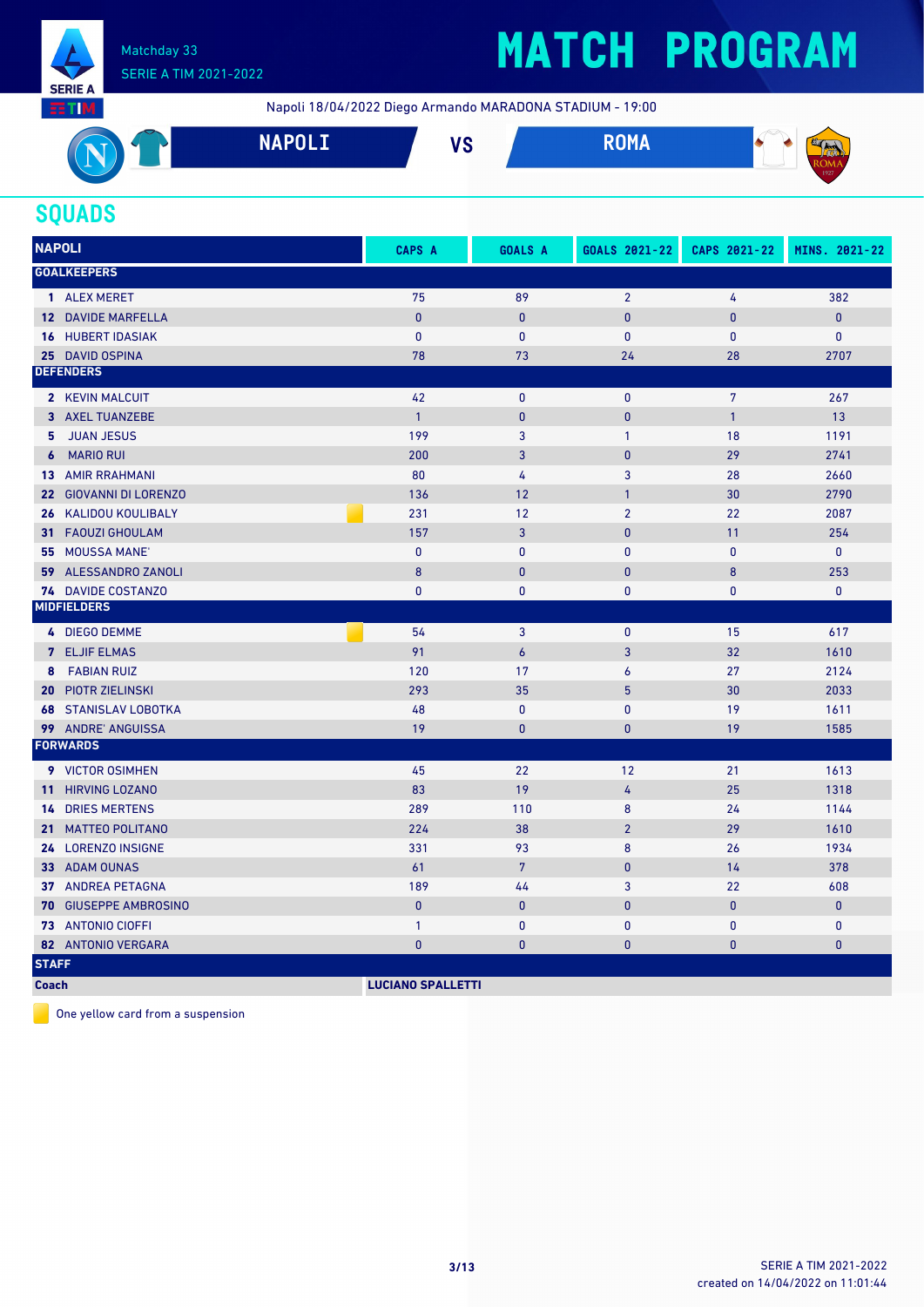# MATCH PROGRAM

Matchday 33
SERIE A TIM 2021-2022

Napoli 18/04/2022 Diego Armando MARADONA STADIUM - 19:00

**NAPOLI** VS **ROMA**

## SQUADS

| NAPOLI | CAPS A | GOALS A | GOALS 2021-22 | CAPS 2021-22 | MINS. 2021-22 |
|---|---|---|---|---|---|
| **GOALKEEPERS** | | | | | |
| 1 ALEX MERET | 75 | 89 | 2 | 4 | 382 |
| 12 DAVIDE MARFELLA | 0 | 0 | 0 | 0 | 0 |
| 16 HUBERT IDASIAK | 0 | 0 | 0 | 0 | 0 |
| 25 DAVID OSPINA | 78 | 73 | 24 | 28 | 2707 |
| **DEFENDERS** | | | | | |
| 2 KEVIN MALCUIT | 42 | 0 | 0 | 7 | 267 |
| 3 AXEL TUANZEBE | 1 | 0 | 0 | 1 | 13 |
| 5 JUAN JESUS | 199 | 3 | 1 | 18 | 1191 |
| 6 MARIO RUI | 200 | 3 | 0 | 29 | 2741 |
| 13 AMIR RRAHMANI | 80 | 4 | 3 | 28 | 2660 |
| 22 GIOVANNI DI LORENZO | 136 | 12 | 1 | 30 | 2790 |
| 26 KALIDOU KOULIBALY 🟨 | 231 | 12 | 2 | 22 | 2087 |
| 31 FAOUZI GHOULAM | 157 | 3 | 0 | 11 | 254 |
| 55 MOUSSA MANE' | 0 | 0 | 0 | 0 | 0 |
| 59 ALESSANDRO ZANOLI | 8 | 0 | 0 | 8 | 253 |
| 74 DAVIDE COSTANZO | 0 | 0 | 0 | 0 | 0 |
| **MIDFIELDERS** | | | | | |
| 4 DIEGO DEMME 🟨 | 54 | 3 | 0 | 15 | 617 |
| 7 ELJIF ELMAS | 91 | 6 | 3 | 32 | 1610 |
| 8 FABIAN RUIZ | 120 | 17 | 6 | 27 | 2124 |
| 20 PIOTR ZIELINSKI | 293 | 35 | 5 | 30 | 2033 |
| 68 STANISLAV LOBOTKA | 48 | 0 | 0 | 19 | 1611 |
| 99 ANDRE' ANGUISSA | 19 | 0 | 0 | 19 | 1585 |
| **FORWARDS** | | | | | |
| 9 VICTOR OSIMHEN | 45 | 22 | 12 | 21 | 1613 |
| 11 HIRVING LOZANO | 83 | 19 | 4 | 25 | 1318 |
| 14 DRIES MERTENS | 289 | 110 | 8 | 24 | 1144 |
| 21 MATTEO POLITANO | 224 | 38 | 2 | 29 | 1610 |
| 24 LORENZO INSIGNE | 331 | 93 | 8 | 26 | 1934 |
| 33 ADAM OUNAS | 61 | 7 | 0 | 14 | 378 |
| 37 ANDREA PETAGNA | 189 | 44 | 3 | 22 | 608 |
| 70 GIUSEPPE AMBROSINO | 0 | 0 | 0 | 0 | 0 |
| 73 ANTONIO CIOFFI | 1 | 0 | 0 | 0 | 0 |
| 82 ANTONIO VERGARA | 0 | 0 | 0 | 0 | 0 |
| **STAFF** | | | | | |
| **Coach** | **LUCIANO SPALLETTI** | | | | |

🟨 One yellow card from a suspension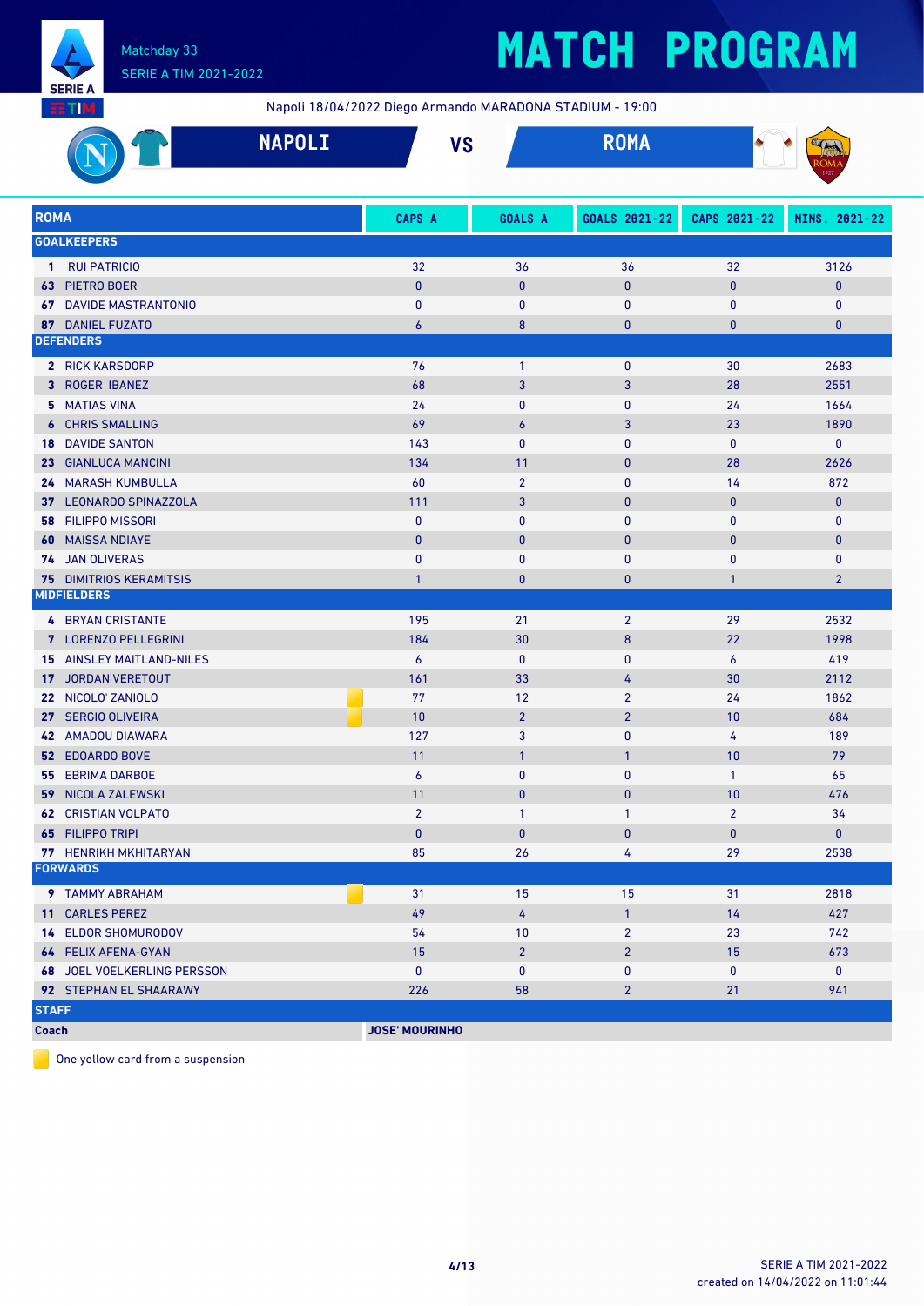Matchday 33
SERIE A TIM 2021-2022

# MATCH PROGRAM

Napoli 18/04/2022 Diego Armando MARADONA STADIUM - 19:00

**NAPOLI** VS **ROMA**

| ROMA | CAPS A | GOALS A | GOALS 2021-22 | CAPS 2021-22 | MINS. 2021-22 |
|---|---|---|---|---|---|
| **GOALKEEPERS** | | | | | |
| 1 RUI PATRICIO | 32 | 36 | 36 | 32 | 3126 |
| 63 PIETRO BOER | 0 | 0 | 0 | 0 | 0 |
| 67 DAVIDE MASTRANTONIO | 0 | 0 | 0 | 0 | 0 |
| 87 DANIEL FUZATO | 6 | 8 | 0 | 0 | 0 |
| **DEFENDERS** | | | | | |
| 2 RICK KARSDORP | 76 | 1 | 0 | 30 | 2683 |
| 3 ROGER IBANEZ | 68 | 3 | 3 | 28 | 2551 |
| 5 MATIAS VINA | 24 | 0 | 0 | 24 | 1664 |
| 6 CHRIS SMALLING | 69 | 6 | 3 | 23 | 1890 |
| 18 DAVIDE SANTON | 143 | 0 | 0 | 0 | 0 |
| 23 GIANLUCA MANCINI | 134 | 11 | 0 | 28 | 2626 |
| 24 MARASH KUMBULLA | 60 | 2 | 0 | 14 | 872 |
| 37 LEONARDO SPINAZZOLA | 111 | 3 | 0 | 0 | 0 |
| 58 FILIPPO MISSORI | 0 | 0 | 0 | 0 | 0 |
| 60 MAISSA NDIAYE | 0 | 0 | 0 | 0 | 0 |
| 74 JAN OLIVERAS | 0 | 0 | 0 | 0 | 0 |
| 75 DIMITRIOS KERAMITSIS | 1 | 0 | 0 | 1 | 2 |
| **MIDFIELDERS** | | | | | |
| 4 BRYAN CRISTANTE | 195 | 21 | 2 | 29 | 2532 |
| 7 LORENZO PELLEGRINI | 184 | 30 | 8 | 22 | 1998 |
| 15 AINSLEY MAITLAND-NILES | 6 | 0 | 0 | 6 | 419 |
| 17 JORDAN VERETOUT | 161 | 33 | 4 | 30 | 2112 |
| 22 NICOLO' ZANIOLO (yellow card) | 77 | 12 | 2 | 24 | 1862 |
| 27 SERGIO OLIVEIRA (yellow card) | 10 | 2 | 2 | 10 | 684 |
| 42 AMADOU DIAWARA | 127 | 3 | 0 | 4 | 189 |
| 52 EDOARDO BOVE | 11 | 1 | 1 | 10 | 79 |
| 55 EBRIMA DARBOE | 6 | 0 | 0 | 1 | 65 |
| 59 NICOLA ZALEWSKI | 11 | 0 | 0 | 10 | 476 |
| 62 CRISTIAN VOLPATO | 2 | 1 | 1 | 2 | 34 |
| 65 FILIPPO TRIPI | 0 | 0 | 0 | 0 | 0 |
| 77 HENRIKH MKHITARYAN | 85 | 26 | 4 | 29 | 2538 |
| **FORWARDS** | | | | | |
| 9 TAMMY ABRAHAM (yellow card) | 31 | 15 | 15 | 31 | 2818 |
| 11 CARLES PEREZ | 49 | 4 | 1 | 14 | 427 |
| 14 ELDOR SHOMURODOV | 54 | 10 | 2 | 23 | 742 |
| 64 FELIX AFENA-GYAN | 15 | 2 | 2 | 15 | 673 |
| 68 JOEL VOELKERLING PERSSON | 0 | 0 | 0 | 0 | 0 |
| 92 STEPHAN EL SHAARAWY | 226 | 58 | 2 | 21 | 941 |
| **STAFF** | | | | | |
| **Coach** | **JOSE' MOURINHO** | | | | |

(yellow card) One yellow card from a suspension

created on 14/04/2022 on 11:01:44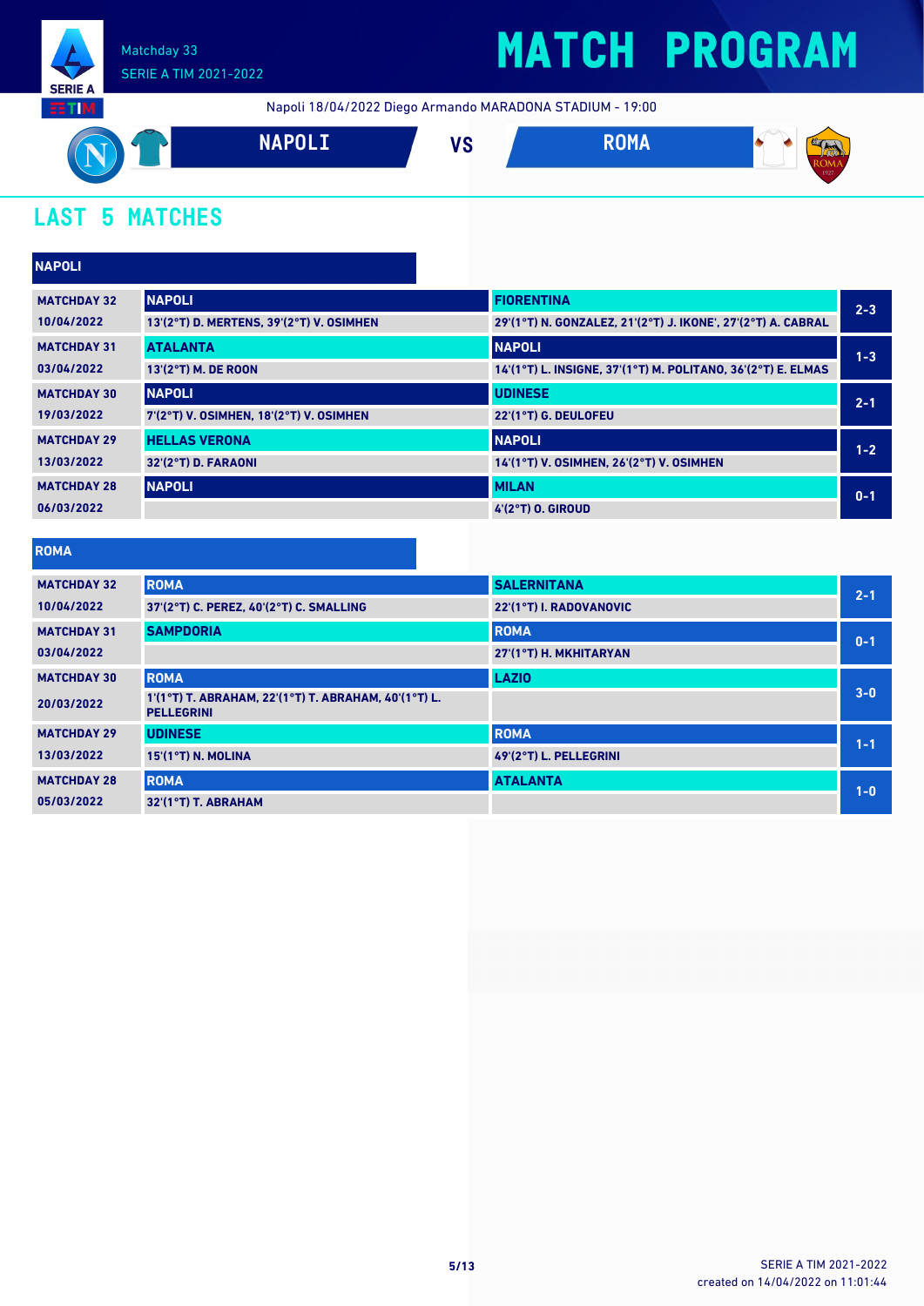Matchday 33
SERIE A TIM 2021-2022

# MATCH PROGRAM

Napoli 18/04/2022 Diego Armando MARADONA STADIUM - 19:00

**NAPOLI** VS **ROMA**

## LAST 5 MATCHES

### NAPOLI

| Matchday | Home | Away | Result |
|---|---|---|---|
| MATCHDAY 32<br>10/04/2022 | NAPOLI<br>13'(2°T) D. MERTENS, 39'(2°T) V. OSIMHEN | FIORENTINA<br>29'(1°T) N. GONZALEZ, 21'(2°T) J. IKONE', 27'(2°T) A. CABRAL | 2-3 |
| MATCHDAY 31<br>03/04/2022 | ATALANTA<br>13'(2°T) M. DE ROON | NAPOLI<br>14'(1°T) L. INSIGNE, 37'(1°T) M. POLITANO, 36'(2°T) E. ELMAS | 1-3 |
| MATCHDAY 30<br>19/03/2022 | NAPOLI<br>7'(2°T) V. OSIMHEN, 18'(2°T) V. OSIMHEN | UDINESE<br>22'(1°T) G. DEULOFEU | 2-1 |
| MATCHDAY 29<br>13/03/2022 | HELLAS VERONA<br>32'(2°T) D. FARAONI | NAPOLI<br>14'(1°T) V. OSIMHEN, 26'(2°T) V. OSIMHEN | 1-2 |
| MATCHDAY 28<br>06/03/2022 | NAPOLI | MILAN<br>4'(2°T) O. GIROUD | 0-1 |

### ROMA

| Matchday | Home | Away | Result |
|---|---|---|---|
| MATCHDAY 32<br>10/04/2022 | ROMA<br>37'(2°T) C. PEREZ, 40'(2°T) C. SMALLING | SALERNITANA<br>22'(1°T) I. RADOVANOVIC | 2-1 |
| MATCHDAY 31<br>03/04/2022 | SAMPDORIA | ROMA<br>27'(1°T) H. MKHITARYAN | 0-1 |
| MATCHDAY 30<br>20/03/2022 | ROMA<br>1'(1°T) T. ABRAHAM, 22'(1°T) T. ABRAHAM, 40'(1°T) L. PELLEGRINI | LAZIO | 3-0 |
| MATCHDAY 29<br>13/03/2022 | UDINESE<br>15'(1°T) N. MOLINA | ROMA<br>49'(2°T) L. PELLEGRINI | 1-1 |
| MATCHDAY 28<br>05/03/2022 | ROMA<br>32'(1°T) T. ABRAHAM | ATALANTA | 1-0 |

SERIE A TIM 2021-2022
created on 14/04/2022 on 11:01:44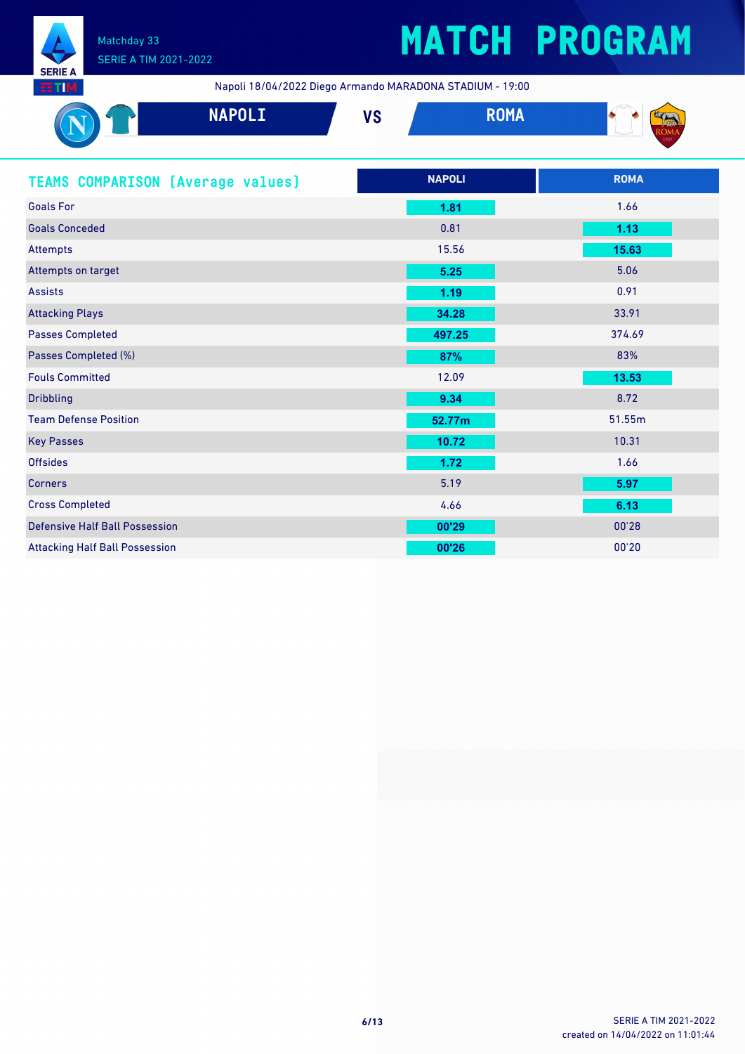# MATCH PROGRAM

Matchday 33
SERIE A TIM 2021-2022

Napoli 18/04/2022 Diego Armando MARADONA STADIUM - 19:00

**NAPOLI** VS **ROMA**

## TEAMS COMPARISON (Average values)

| | NAPOLI | ROMA |
|---|---|---|
| Goals For | **1.81** | 1.66 |
| Goals Conceded | 0.81 | **1.13** |
| Attempts | 15.56 | **15.63** |
| Attempts on target | **5.25** | 5.06 |
| Assists | **1.19** | 0.91 |
| Attacking Plays | **34.28** | 33.91 |
| Passes Completed | **497.25** | 374.69 |
| Passes Completed (%) | **87%** | 83% |
| Fouls Committed | 12.09 | **13.53** |
| Dribbling | **9.34** | 8.72 |
| Team Defense Position | **52.77m** | 51.55m |
| Key Passes | **10.72** | 10.31 |
| Offsides | **1.72** | 1.66 |
| Corners | 5.19 | **5.97** |
| Cross Completed | 4.66 | **6.13** |
| Defensive Half Ball Possession | **00'29** | 00'28 |
| Attacking Half Ball Possession | **00'26** | 00'20 |

SERIE A TIM 2021-2022
created on 14/04/2022 on 11:01:44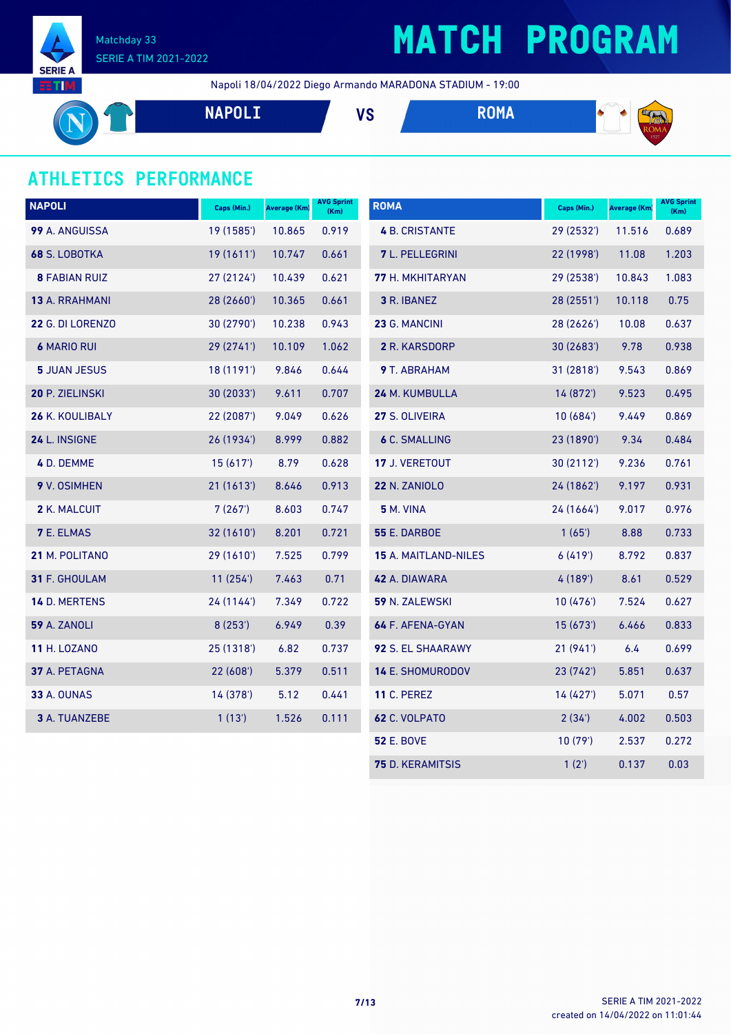# MATCH PROGRAM

Matchday 33
SERIE A TIM 2021-2022

Napoli 18/04/2022 Diego Armando MARADONA STADIUM - 19:00

**NAPOLI** VS **ROMA**

## ATHLETICS PERFORMANCE

| NAPOLI | Caps (Min.) | Average (Km) | AVG Sprint (Km) |
|---|---|---|---|
| **99** A. ANGUISSA | 19 (1585') | 10.865 | 0.919 |
| **68** S. LOBOTKA | 19 (1611') | 10.747 | 0.661 |
| **8** FABIAN RUIZ | 27 (2124') | 10.439 | 0.621 |
| **13** A. RRAHMANI | 28 (2660') | 10.365 | 0.661 |
| **22** G. DI LORENZO | 30 (2790') | 10.238 | 0.943 |
| **6** MARIO RUI | 29 (2741') | 10.109 | 1.062 |
| **5** JUAN JESUS | 18 (1191') | 9.846 | 0.644 |
| **20** P. ZIELINSKI | 30 (2033') | 9.611 | 0.707 |
| **26** K. KOULIBALY | 22 (2087') | 9.049 | 0.626 |
| **24** L. INSIGNE | 26 (1934') | 8.999 | 0.882 |
| **4** D. DEMME | 15 (617') | 8.79 | 0.628 |
| **9** V. OSIMHEN | 21 (1613') | 8.646 | 0.913 |
| **2** K. MALCUIT | 7 (267') | 8.603 | 0.747 |
| **7** E. ELMAS | 32 (1610') | 8.201 | 0.721 |
| **21** M. POLITANO | 29 (1610') | 7.525 | 0.799 |
| **31** F. GHOULAM | 11 (254') | 7.463 | 0.71 |
| **14** D. MERTENS | 24 (1144') | 7.349 | 0.722 |
| **59** A. ZANOLI | 8 (253') | 6.949 | 0.39 |
| **11** H. LOZANO | 25 (1318') | 6.82 | 0.737 |
| **37** A. PETAGNA | 22 (608') | 5.379 | 0.511 |
| **33** A. OUNAS | 14 (378') | 5.12 | 0.441 |
| **3** A. TUANZEBE | 1 (13') | 1.526 | 0.111 |

| ROMA | Caps (Min.) | Average (Km) | AVG Sprint (Km) |
|---|---|---|---|
| **4** B. CRISTANTE | 29 (2532') | 11.516 | 0.689 |
| **7** L. PELLEGRINI | 22 (1998') | 11.08 | 1.203 |
| **77** H. MKHITARYAN | 29 (2538') | 10.843 | 1.083 |
| **3** R. IBANEZ | 28 (2551') | 10.118 | 0.75 |
| **23** G. MANCINI | 28 (2626') | 10.08 | 0.637 |
| **2** R. KARSDORP | 30 (2683') | 9.78 | 0.938 |
| **9** T. ABRAHAM | 31 (2818') | 9.543 | 0.869 |
| **24** M. KUMBULLA | 14 (872') | 9.523 | 0.495 |
| **27** S. OLIVEIRA | 10 (684') | 9.449 | 0.869 |
| **6** C. SMALLING | 23 (1890') | 9.34 | 0.484 |
| **17** J. VERETOUT | 30 (2112') | 9.236 | 0.761 |
| **22** N. ZANIOLO | 24 (1862') | 9.197 | 0.931 |
| **5** M. VINA | 24 (1664') | 9.017 | 0.976 |
| **55** E. DARBOE | 1 (65') | 8.88 | 0.733 |
| **15** A. MAITLAND-NILES | 6 (419') | 8.792 | 0.837 |
| **42** A. DIAWARA | 4 (189') | 8.61 | 0.529 |
| **59** N. ZALEWSKI | 10 (476') | 7.524 | 0.627 |
| **64** F. AFENA-GYAN | 15 (673') | 6.466 | 0.833 |
| **92** S. EL SHAARAWY | 21 (941') | 6.4 | 0.699 |
| **14** E. SHOMURODOV | 23 (742') | 5.851 | 0.637 |
| **11** C. PEREZ | 14 (427') | 5.071 | 0.57 |
| **62** C. VOLPATO | 2 (34') | 4.002 | 0.503 |
| **52** E. BOVE | 10 (79') | 2.537 | 0.272 |
| **75** D. KERAMITSIS | 1 (2') | 0.137 | 0.03 |

SERIE A TIM 2021-2022
created on 14/04/2022 on 11:01:44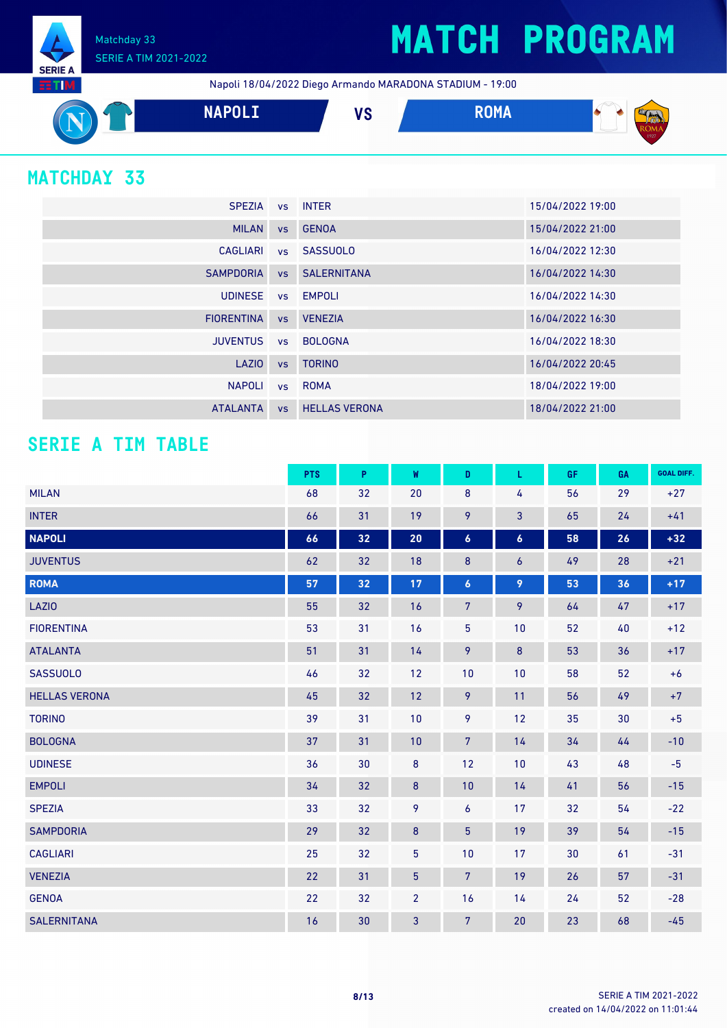# MATCH PROGRAM

Matchday 33
SERIE A TIM 2021-2022

Napoli 18/04/2022 Diego Armando MARADONA STADIUM - 19:00

**NAPOLI** VS **ROMA**

## MATCHDAY 33

| | | | |
|---|---|---|---|
| SPEZIA | vs | INTER | 15/04/2022 19:00 |
| MILAN | vs | GENOA | 15/04/2022 21:00 |
| CAGLIARI | vs | SASSUOLO | 16/04/2022 12:30 |
| SAMPDORIA | vs | SALERNITANA | 16/04/2022 14:30 |
| UDINESE | vs | EMPOLI | 16/04/2022 14:30 |
| FIORENTINA | vs | VENEZIA | 16/04/2022 16:30 |
| JUVENTUS | vs | BOLOGNA | 16/04/2022 18:30 |
| LAZIO | vs | TORINO | 16/04/2022 20:45 |
| NAPOLI | vs | ROMA | 18/04/2022 19:00 |
| ATALANTA | vs | HELLAS VERONA | 18/04/2022 21:00 |

## SERIE A TIM TABLE

| | PTS | P | W | D | L | GF | GA | GOAL DIFF. |
|---|---|---|---|---|---|---|---|---|
| MILAN | 68 | 32 | 20 | 8 | 4 | 56 | 29 | +27 |
| INTER | 66 | 31 | 19 | 9 | 3 | 65 | 24 | +41 |
| **NAPOLI** | **66** | **32** | **20** | **6** | **6** | **58** | **26** | **+32** |
| JUVENTUS | 62 | 32 | 18 | 8 | 6 | 49 | 28 | +21 |
| **ROMA** | **57** | **32** | **17** | **6** | **9** | **53** | **36** | **+17** |
| LAZIO | 55 | 32 | 16 | 7 | 9 | 64 | 47 | +17 |
| FIORENTINA | 53 | 31 | 16 | 5 | 10 | 52 | 40 | +12 |
| ATALANTA | 51 | 31 | 14 | 9 | 8 | 53 | 36 | +17 |
| SASSUOLO | 46 | 32 | 12 | 10 | 10 | 58 | 52 | +6 |
| HELLAS VERONA | 45 | 32 | 12 | 9 | 11 | 56 | 49 | +7 |
| TORINO | 39 | 31 | 10 | 9 | 12 | 35 | 30 | +5 |
| BOLOGNA | 37 | 31 | 10 | 7 | 14 | 34 | 44 | -10 |
| UDINESE | 36 | 30 | 8 | 12 | 10 | 43 | 48 | -5 |
| EMPOLI | 34 | 32 | 8 | 10 | 14 | 41 | 56 | -15 |
| SPEZIA | 33 | 32 | 9 | 6 | 17 | 32 | 54 | -22 |
| SAMPDORIA | 29 | 32 | 8 | 5 | 19 | 39 | 54 | -15 |
| CAGLIARI | 25 | 32 | 5 | 10 | 17 | 30 | 61 | -31 |
| VENEZIA | 22 | 31 | 5 | 7 | 19 | 26 | 57 | -31 |
| GENOA | 22 | 32 | 2 | 16 | 14 | 24 | 52 | -28 |
| SALERNITANA | 16 | 30 | 3 | 7 | 20 | 23 | 68 | -45 |

SERIE A TIM 2021-2022
created on 14/04/2022 on 11:01:44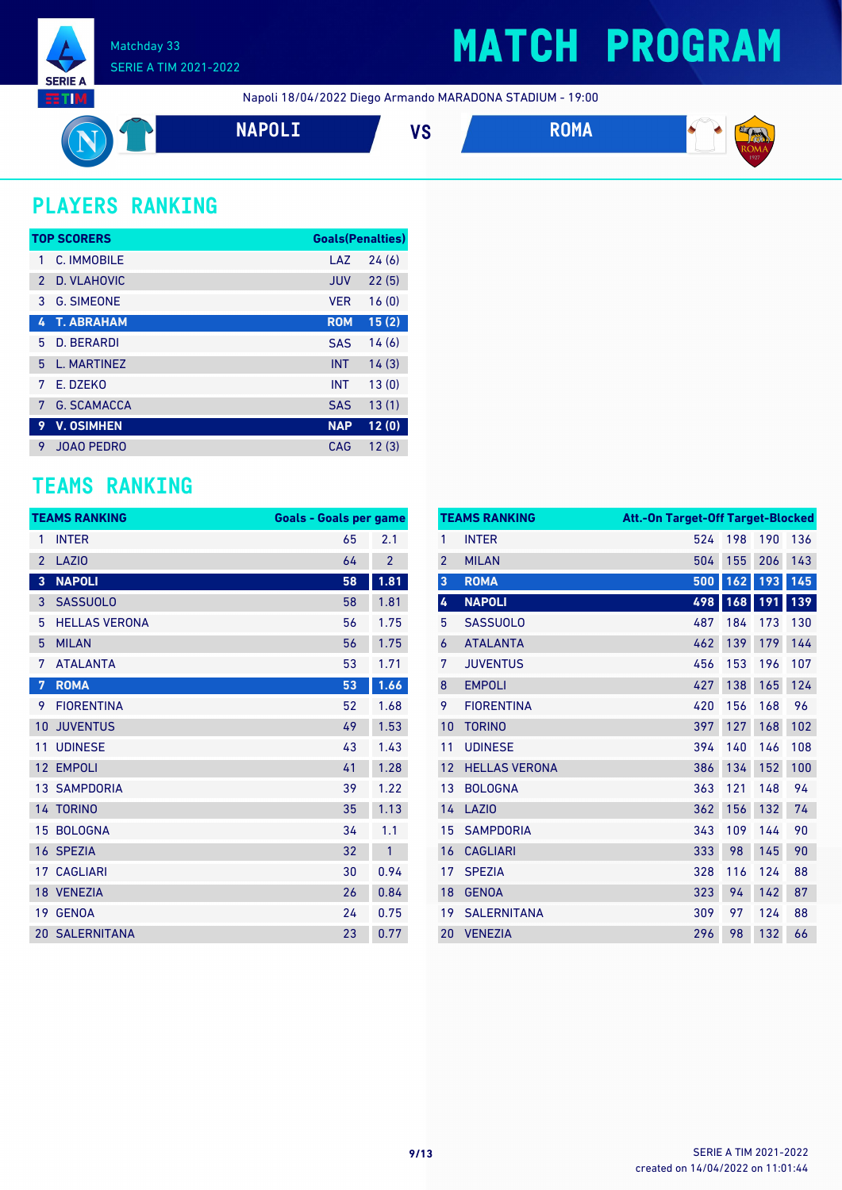Matchday 33
SERIE A TIM 2021-2022

# MATCH PROGRAM

Napoli 18/04/2022 Diego Armando MARADONA STADIUM - 19:00

**NAPOLI** VS **ROMA**

## PLAYERS RANKING

| | TOP SCORERS | | Goals(Penalties) |
|---|---|---|---|
| 1 | C. IMMOBILE | LAZ | 24 (6) |
| 2 | D. VLAHOVIC | JUV | 22 (5) |
| 3 | G. SIMEONE | VER | 16 (0) |
| 4 | T. ABRAHAM | ROM | 15 (2) |
| 5 | D. BERARDI | SAS | 14 (6) |
| 5 | L. MARTINEZ | INT | 14 (3) |
| 7 | E. DZEKO | INT | 13 (0) |
| 7 | G. SCAMACCA | SAS | 13 (1) |
| 9 | V. OSIMHEN | NAP | 12 (0) |
| 9 | JOAO PEDRO | CAG | 12 (3) |

## TEAMS RANKING

| | TEAMS RANKING | Goals | Goals per game |
|---|---|---|---|
| 1 | INTER | 65 | 2.1 |
| 2 | LAZIO | 64 | 2 |
| 3 | NAPOLI | 58 | 1.81 |
| 3 | SASSUOLO | 58 | 1.81 |
| 5 | HELLAS VERONA | 56 | 1.75 |
| 5 | MILAN | 56 | 1.75 |
| 7 | ATALANTA | 53 | 1.71 |
| 7 | ROMA | 53 | 1.66 |
| 9 | FIORENTINA | 52 | 1.68 |
| 10 | JUVENTUS | 49 | 1.53 |
| 11 | UDINESE | 43 | 1.43 |
| 12 | EMPOLI | 41 | 1.28 |
| 13 | SAMPDORIA | 39 | 1.22 |
| 14 | TORINO | 35 | 1.13 |
| 15 | BOLOGNA | 34 | 1.1 |
| 16 | SPEZIA | 32 | 1 |
| 17 | CAGLIARI | 30 | 0.94 |
| 18 | VENEZIA | 26 | 0.84 |
| 19 | GENOA | 24 | 0.75 |
| 20 | SALERNITANA | 23 | 0.77 |

| | TEAMS RANKING | Att. | On Target | Off Target | Blocked |
|---|---|---|---|---|---|
| 1 | INTER | 524 | 198 | 190 | 136 |
| 2 | MILAN | 504 | 155 | 206 | 143 |
| 3 | ROMA | 500 | 162 | 193 | 145 |
| 4 | NAPOLI | 498 | 168 | 191 | 139 |
| 5 | SASSUOLO | 487 | 184 | 173 | 130 |
| 6 | ATALANTA | 462 | 139 | 179 | 144 |
| 7 | JUVENTUS | 456 | 153 | 196 | 107 |
| 8 | EMPOLI | 427 | 138 | 165 | 124 |
| 9 | FIORENTINA | 420 | 156 | 168 | 96 |
| 10 | TORINO | 397 | 127 | 168 | 102 |
| 11 | UDINESE | 394 | 140 | 146 | 108 |
| 12 | HELLAS VERONA | 386 | 134 | 152 | 100 |
| 13 | BOLOGNA | 363 | 121 | 148 | 94 |
| 14 | LAZIO | 362 | 156 | 132 | 74 |
| 15 | SAMPDORIA | 343 | 109 | 144 | 90 |
| 16 | CAGLIARI | 333 | 98 | 145 | 90 |
| 17 | SPEZIA | 328 | 116 | 124 | 88 |
| 18 | GENOA | 323 | 94 | 142 | 87 |
| 19 | SALERNITANA | 309 | 97 | 124 | 88 |
| 20 | VENEZIA | 296 | 98 | 132 | 66 |

SERIE A TIM 2021-2022
created on 14/04/2022 on 11:01:44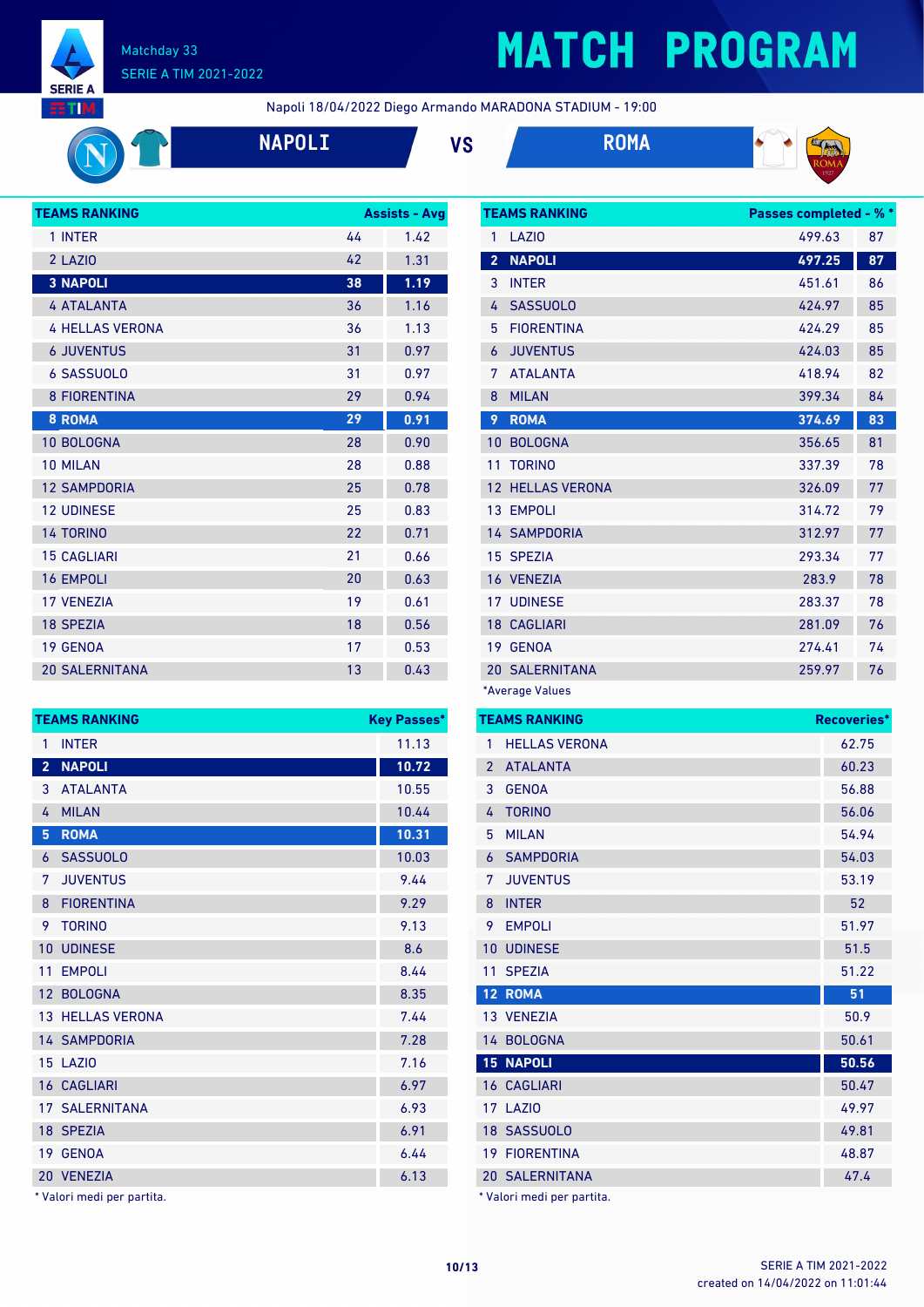# MATCH PROGRAM

Matchday 33
SERIE A TIM 2021-2022

Napoli 18/04/2022 Diego Armando MARADONA STADIUM - 19:00

**NAPOLI** VS **ROMA**

| TEAMS RANKING | Assists | Avg |
|---|---|---|
| 1 INTER | 44 | 1.42 |
| 2 LAZIO | 42 | 1.31 |
| **3 NAPOLI** | **38** | **1.19** |
| 4 ATALANTA | 36 | 1.16 |
| 4 HELLAS VERONA | 36 | 1.13 |
| 6 JUVENTUS | 31 | 0.97 |
| 6 SASSUOLO | 31 | 0.97 |
| 8 FIORENTINA | 29 | 0.94 |
| **8 ROMA** | **29** | **0.91** |
| 10 BOLOGNA | 28 | 0.90 |
| 10 MILAN | 28 | 0.88 |
| 12 SAMPDORIA | 25 | 0.78 |
| 12 UDINESE | 25 | 0.83 |
| 14 TORINO | 22 | 0.71 |
| 15 CAGLIARI | 21 | 0.66 |
| 16 EMPOLI | 20 | 0.63 |
| 17 VENEZIA | 19 | 0.61 |
| 18 SPEZIA | 18 | 0.56 |
| 19 GENOA | 17 | 0.53 |
| 20 SALERNITANA | 13 | 0.43 |

| TEAMS RANKING | Passes completed* | %* |
|---|---|---|
| 1 LAZIO | 499.63 | 87 |
| **2 NAPOLI** | **497.25** | **87** |
| 3 INTER | 451.61 | 86 |
| 4 SASSUOLO | 424.97 | 85 |
| 5 FIORENTINA | 424.29 | 85 |
| 6 JUVENTUS | 424.03 | 85 |
| 7 ATALANTA | 418.94 | 82 |
| 8 MILAN | 399.34 | 84 |
| **9 ROMA** | **374.69** | **83** |
| 10 BOLOGNA | 356.65 | 81 |
| 11 TORINO | 337.39 | 78 |
| 12 HELLAS VERONA | 326.09 | 77 |
| 13 EMPOLI | 314.72 | 79 |
| 14 SAMPDORIA | 312.97 | 77 |
| 15 SPEZIA | 293.34 | 77 |
| 16 VENEZIA | 283.9 | 78 |
| 17 UDINESE | 283.37 | 78 |
| 18 CAGLIARI | 281.09 | 76 |
| 19 GENOA | 274.41 | 74 |
| 20 SALERNITANA | 259.97 | 76 |

*Average Values

| TEAMS RANKING | Key Passes* |
|---|---|
| 1 INTER | 11.13 |
| **2 NAPOLI** | **10.72** |
| 3 ATALANTA | 10.55 |
| 4 MILAN | 10.44 |
| **5 ROMA** | **10.31** |
| 6 SASSUOLO | 10.03 |
| 7 JUVENTUS | 9.44 |
| 8 FIORENTINA | 9.29 |
| 9 TORINO | 9.13 |
| 10 UDINESE | 8.6 |
| 11 EMPOLI | 8.44 |
| 12 BOLOGNA | 8.35 |
| 13 HELLAS VERONA | 7.44 |
| 14 SAMPDORIA | 7.28 |
| 15 LAZIO | 7.16 |
| 16 CAGLIARI | 6.97 |
| 17 SALERNITANA | 6.93 |
| 18 SPEZIA | 6.91 |
| 19 GENOA | 6.44 |
| 20 VENEZIA | 6.13 |

* Valori medi per partita.

| TEAMS RANKING | Recoveries* |
|---|---|
| 1 HELLAS VERONA | 62.75 |
| 2 ATALANTA | 60.23 |
| 3 GENOA | 56.88 |
| 4 TORINO | 56.06 |
| 5 MILAN | 54.94 |
| 6 SAMPDORIA | 54.03 |
| 7 JUVENTUS | 53.19 |
| 8 INTER | 52 |
| 9 EMPOLI | 51.97 |
| 10 UDINESE | 51.5 |
| 11 SPEZIA | 51.22 |
| **12 ROMA** | **51** |
| 13 VENEZIA | 50.9 |
| 14 BOLOGNA | 50.61 |
| **15 NAPOLI** | **50.56** |
| 16 CAGLIARI | 50.47 |
| 17 LAZIO | 49.97 |
| 18 SASSUOLO | 49.81 |
| 19 FIORENTINA | 48.87 |
| 20 SALERNITANA | 47.4 |

* Valori medi per partita.

SERIE A TIM 2021-2022
created on 14/04/2022 on 11:01:44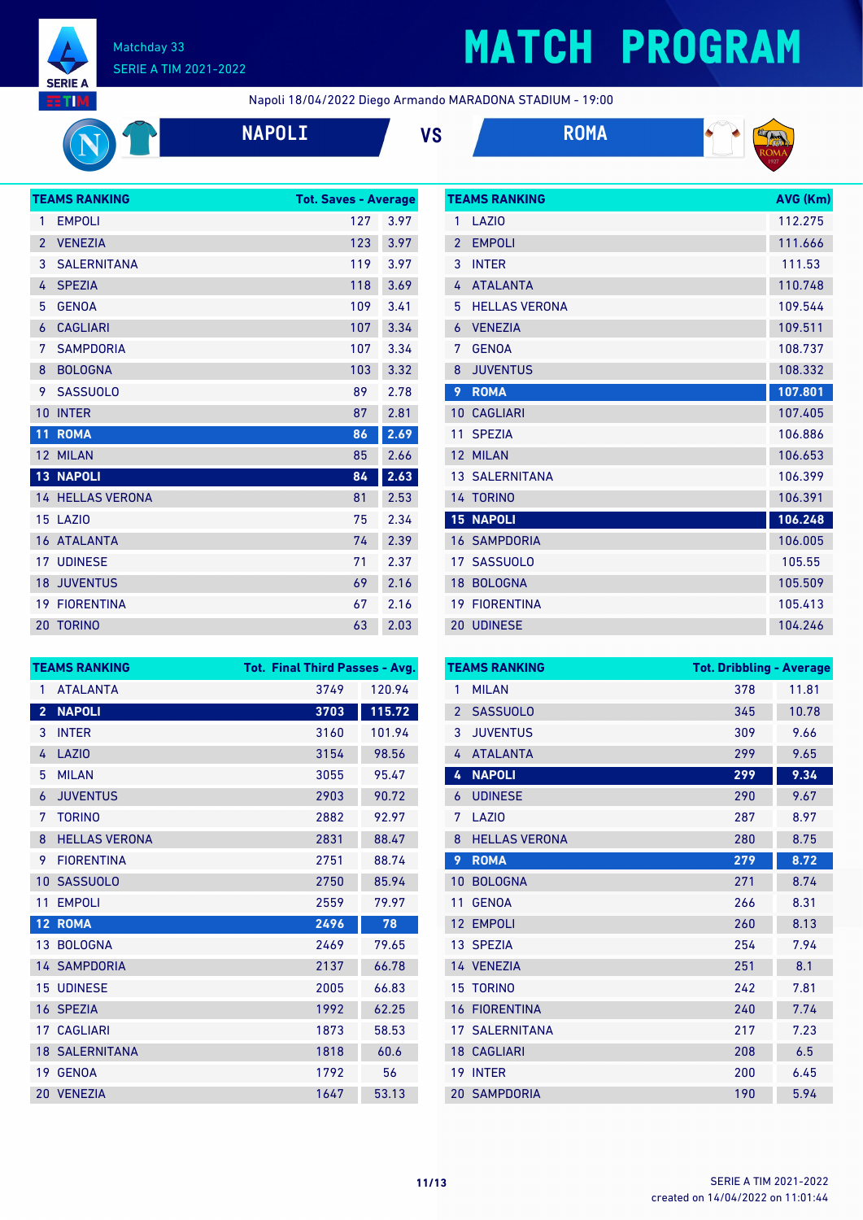# MATCH PROGRAM

Matchday 33
SERIE A TIM 2021-2022

Napoli 18/04/2022 Diego Armando MARADONA STADIUM - 19:00

**NAPOLI** VS **ROMA**

| TEAMS RANKING | | Tot. Saves | Average |
|---|---|---|---|
| 1 | EMPOLI | 127 | 3.97 |
| 2 | VENEZIA | 123 | 3.97 |
| 3 | SALERNITANA | 119 | 3.97 |
| 4 | SPEZIA | 118 | 3.69 |
| 5 | GENOA | 109 | 3.41 |
| 6 | CAGLIARI | 107 | 3.34 |
| 7 | SAMPDORIA | 107 | 3.34 |
| 8 | BOLOGNA | 103 | 3.32 |
| 9 | SASSUOLO | 89 | 2.78 |
| 10 | INTER | 87 | 2.81 |
| 11 | **ROMA** | **86** | **2.69** |
| 12 | MILAN | 85 | 2.66 |
| 13 | **NAPOLI** | **84** | **2.63** |
| 14 | HELLAS VERONA | 81 | 2.53 |
| 15 | LAZIO | 75 | 2.34 |
| 16 | ATALANTA | 74 | 2.39 |
| 17 | UDINESE | 71 | 2.37 |
| 18 | JUVENTUS | 69 | 2.16 |
| 19 | FIORENTINA | 67 | 2.16 |
| 20 | TORINO | 63 | 2.03 |

| TEAMS RANKING | | AVG (Km) |
|---|---|---|
| 1 | LAZIO | 112.275 |
| 2 | EMPOLI | 111.666 |
| 3 | INTER | 111.53 |
| 4 | ATALANTA | 110.748 |
| 5 | HELLAS VERONA | 109.544 |
| 6 | VENEZIA | 109.511 |
| 7 | GENOA | 108.737 |
| 8 | JUVENTUS | 108.332 |
| 9 | **ROMA** | **107.801** |
| 10 | CAGLIARI | 107.405 |
| 11 | SPEZIA | 106.886 |
| 12 | MILAN | 106.653 |
| 13 | SALERNITANA | 106.399 |
| 14 | TORINO | 106.391 |
| 15 | **NAPOLI** | **106.248** |
| 16 | SAMPDORIA | 106.005 |
| 17 | SASSUOLO | 105.55 |
| 18 | BOLOGNA | 105.509 |
| 19 | FIORENTINA | 105.413 |
| 20 | UDINESE | 104.246 |

| TEAMS RANKING | | Tot. Final Third Passes | Avg. |
|---|---|---|---|
| 1 | ATALANTA | 3749 | 120.94 |
| 2 | **NAPOLI** | **3703** | **115.72** |
| 3 | INTER | 3160 | 101.94 |
| 4 | LAZIO | 3154 | 98.56 |
| 5 | MILAN | 3055 | 95.47 |
| 6 | JUVENTUS | 2903 | 90.72 |
| 7 | TORINO | 2882 | 92.97 |
| 8 | HELLAS VERONA | 2831 | 88.47 |
| 9 | FIORENTINA | 2751 | 88.74 |
| 10 | SASSUOLO | 2750 | 85.94 |
| 11 | EMPOLI | 2559 | 79.97 |
| 12 | **ROMA** | **2496** | **78** |
| 13 | BOLOGNA | 2469 | 79.65 |
| 14 | SAMPDORIA | 2137 | 66.78 |
| 15 | UDINESE | 2005 | 66.83 |
| 16 | SPEZIA | 1992 | 62.25 |
| 17 | CAGLIARI | 1873 | 58.53 |
| 18 | SALERNITANA | 1818 | 60.6 |
| 19 | GENOA | 1792 | 56 |
| 20 | VENEZIA | 1647 | 53.13 |

| TEAMS RANKING | | Tot. Dribbling | Average |
|---|---|---|---|
| 1 | MILAN | 378 | 11.81 |
| 2 | SASSUOLO | 345 | 10.78 |
| 3 | JUVENTUS | 309 | 9.66 |
| 4 | ATALANTA | 299 | 9.65 |
| 4 | **NAPOLI** | **299** | **9.34** |
| 6 | UDINESE | 290 | 9.67 |
| 7 | LAZIO | 287 | 8.97 |
| 8 | HELLAS VERONA | 280 | 8.75 |
| 9 | **ROMA** | **279** | **8.72** |
| 10 | BOLOGNA | 271 | 8.74 |
| 11 | GENOA | 266 | 8.31 |
| 12 | EMPOLI | 260 | 8.13 |
| 13 | SPEZIA | 254 | 7.94 |
| 14 | VENEZIA | 251 | 8.1 |
| 15 | TORINO | 242 | 7.81 |
| 16 | FIORENTINA | 240 | 7.74 |
| 17 | SALERNITANA | 217 | 7.23 |
| 18 | CAGLIARI | 208 | 6.5 |
| 19 | INTER | 200 | 6.45 |
| 20 | SAMPDORIA | 190 | 5.94 |

created on 14/04/2022 on 11:01:44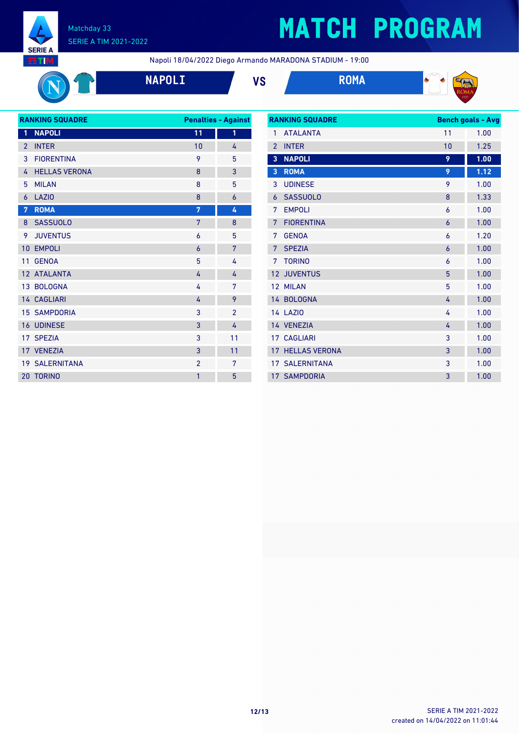Matchday 33
SERIE A TIM 2021-2022

# MATCH PROGRAM

Napoli 18/04/2022 Diego Armando MARADONA STADIUM - 19:00

**NAPOLI** VS **ROMA**

| RANKING SQUADRE | | Penalties | Against |
|---|---|---|---|
| 1 | NAPOLI | 11 | 1 |
| 2 | INTER | 10 | 4 |
| 3 | FIORENTINA | 9 | 5 |
| 4 | HELLAS VERONA | 8 | 3 |
| 5 | MILAN | 8 | 5 |
| 6 | LAZIO | 8 | 6 |
| 7 | ROMA | 7 | 4 |
| 8 | SASSUOLO | 7 | 8 |
| 9 | JUVENTUS | 6 | 5 |
| 10 | EMPOLI | 6 | 7 |
| 11 | GENOA | 5 | 4 |
| 12 | ATALANTA | 4 | 4 |
| 13 | BOLOGNA | 4 | 7 |
| 14 | CAGLIARI | 4 | 9 |
| 15 | SAMPDORIA | 3 | 2 |
| 16 | UDINESE | 3 | 4 |
| 17 | SPEZIA | 3 | 11 |
| 17 | VENEZIA | 3 | 11 |
| 19 | SALERNITANA | 2 | 7 |
| 20 | TORINO | 1 | 5 |

| RANKING SQUADRE | | Bench goals | Avg |
|---|---|---|---|
| 1 | ATALANTA | 11 | 1.00 |
| 2 | INTER | 10 | 1.25 |
| 3 | NAPOLI | 9 | 1.00 |
| 3 | ROMA | 9 | 1.12 |
| 3 | UDINESE | 9 | 1.00 |
| 6 | SASSUOLO | 8 | 1.33 |
| 7 | EMPOLI | 6 | 1.00 |
| 7 | FIORENTINA | 6 | 1.00 |
| 7 | GENOA | 6 | 1.20 |
| 7 | SPEZIA | 6 | 1.00 |
| 7 | TORINO | 6 | 1.00 |
| 12 | JUVENTUS | 5 | 1.00 |
| 12 | MILAN | 5 | 1.00 |
| 14 | BOLOGNA | 4 | 1.00 |
| 14 | LAZIO | 4 | 1.00 |
| 14 | VENEZIA | 4 | 1.00 |
| 17 | CAGLIARI | 3 | 1.00 |
| 17 | HELLAS VERONA | 3 | 1.00 |
| 17 | SALERNITANA | 3 | 1.00 |
| 17 | SAMPDORIA | 3 | 1.00 |

created on 14/04/2022 on 11:01:44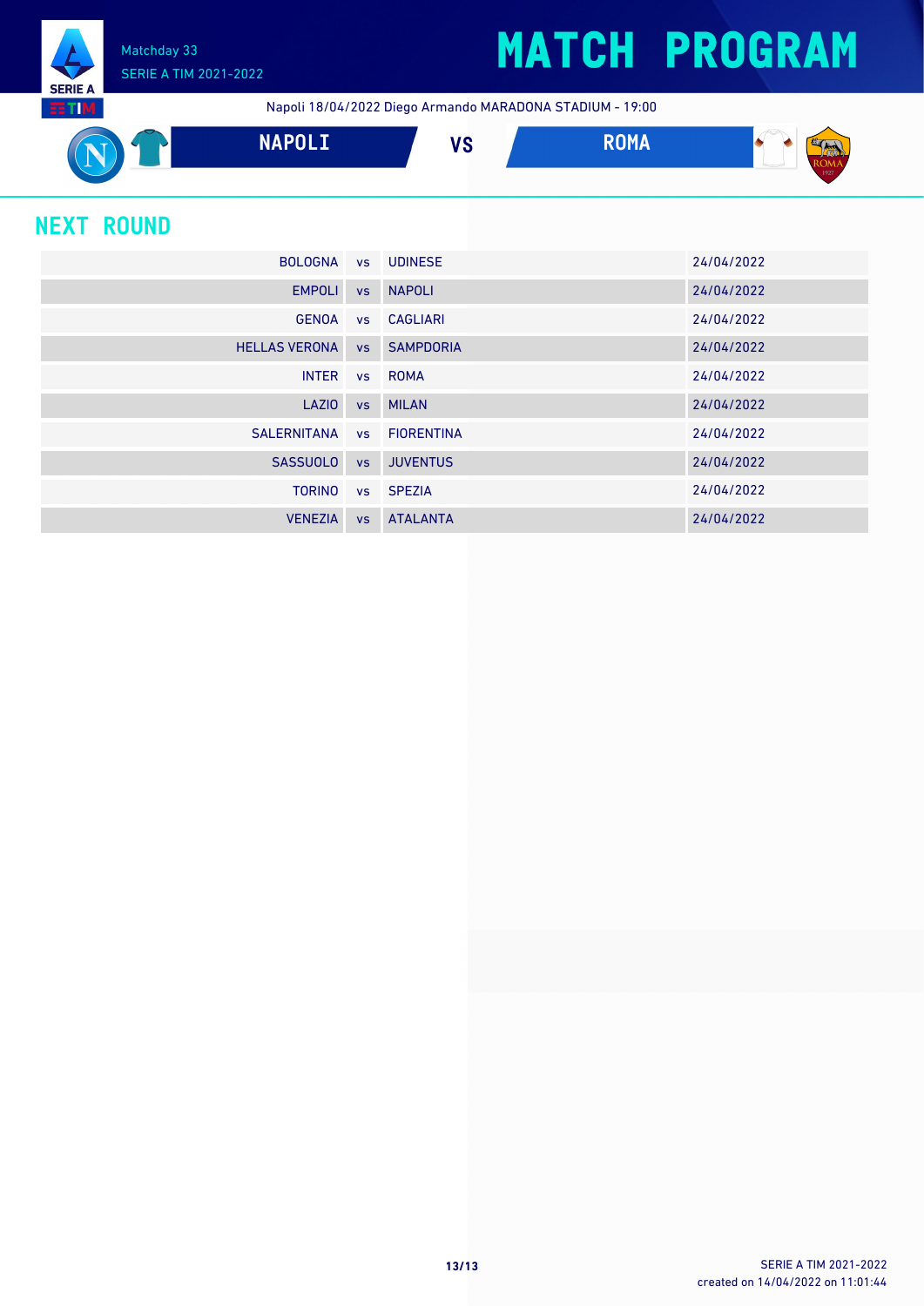Matchday 33
SERIE A TIM 2021-2022

# MATCH PROGRAM

Napoli 18/04/2022 Diego Armando MARADONA STADIUM - 19:00

**NAPOLI** VS **ROMA**

## NEXT ROUND

| | | | |
|---|---|---|---|
| BOLOGNA | vs | UDINESE | 24/04/2022 |
| EMPOLI | vs | NAPOLI | 24/04/2022 |
| GENOA | vs | CAGLIARI | 24/04/2022 |
| HELLAS VERONA | vs | SAMPDORIA | 24/04/2022 |
| INTER | vs | ROMA | 24/04/2022 |
| LAZIO | vs | MILAN | 24/04/2022 |
| SALERNITANA | vs | FIORENTINA | 24/04/2022 |
| SASSUOLO | vs | JUVENTUS | 24/04/2022 |
| TORINO | vs | SPEZIA | 24/04/2022 |
| VENEZIA | vs | ATALANTA | 24/04/2022 |

SERIE A TIM 2021-2022
created on 14/04/2022 on 11:01:44